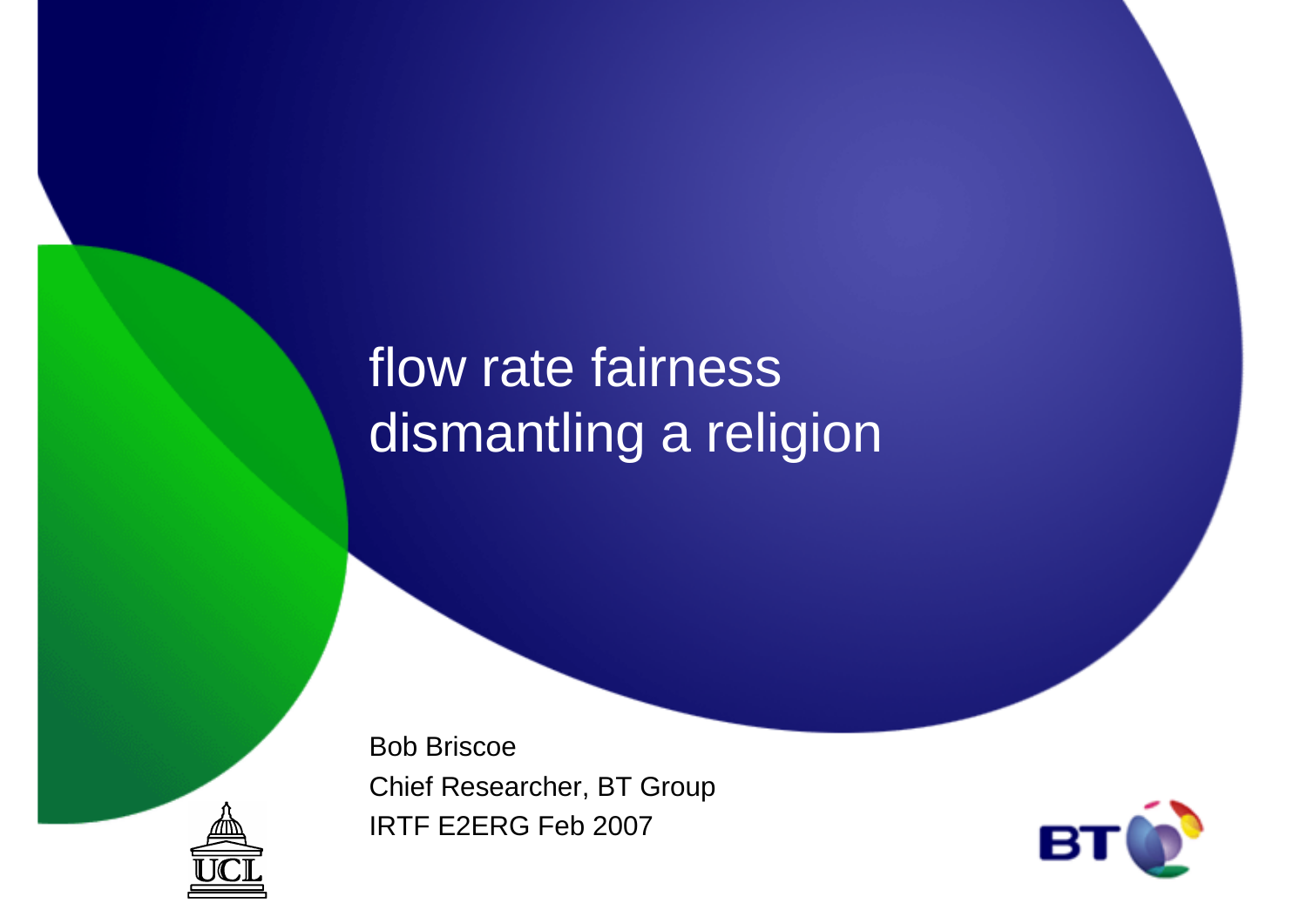# flow rate fairness
# dismantling a religion

Bob Briscoe
Chief Researcher, BT Group
IRTF E2ERG Feb 2007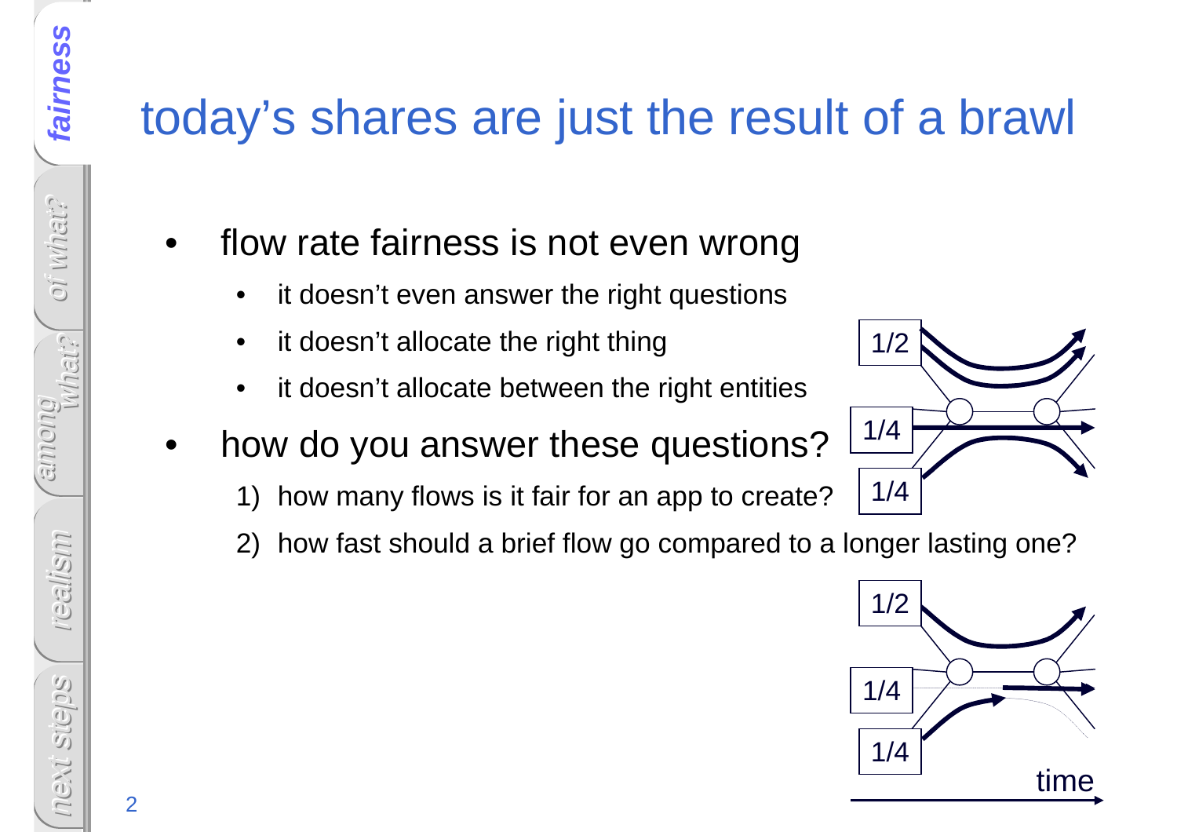# today's shares are just the result of a brawl

- flow rate fairness is not even wrong
  - it doesn't even answer the right questions
  - it doesn't allocate the right thing
  - it doesn't allocate between the right entities
- how do you answer these questions?
  1) how many flows is it fair for an app to create?
  2) how fast should a brief flow go compared to a longer lasting one?

1/2

1/4

1/4

1/2

1/4

1/4

time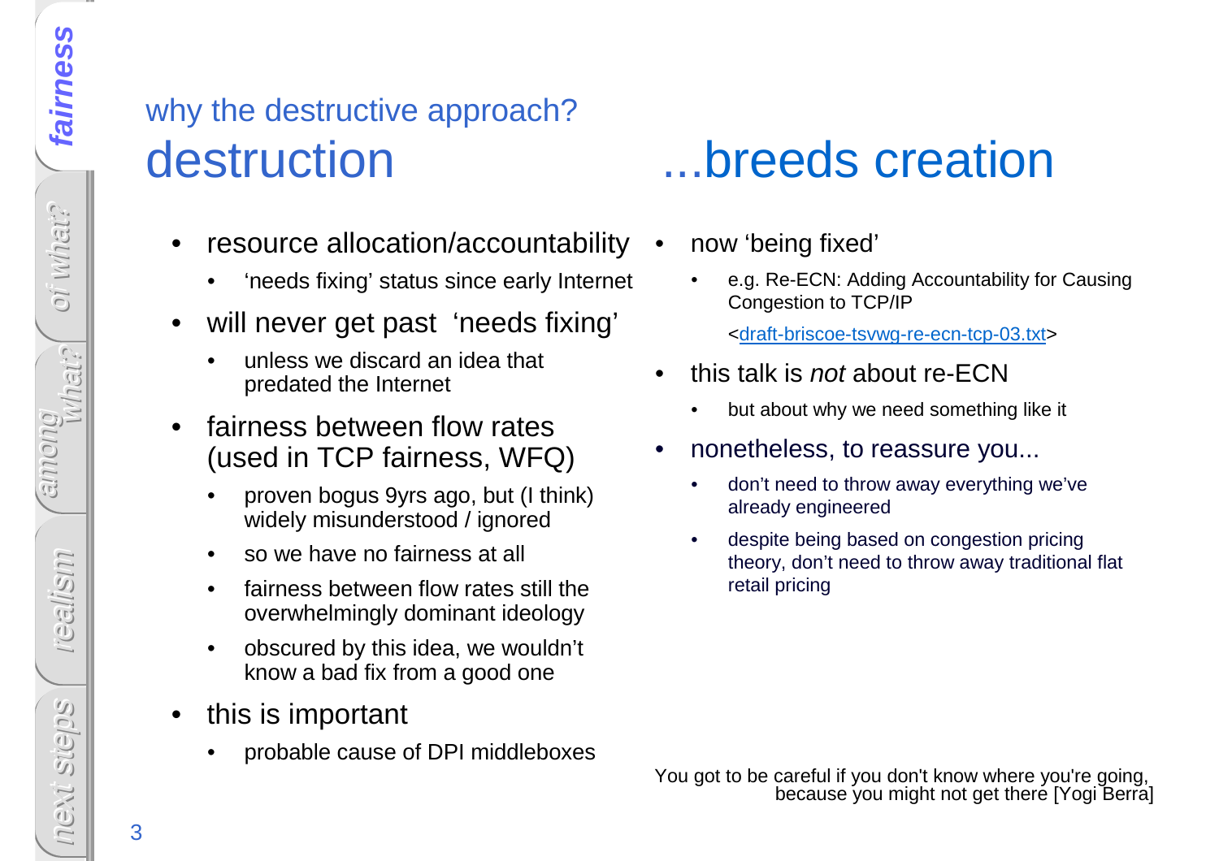why the destructive approach?

# destruction ...breeds creation

- resource allocation/accountability
  - ‘needs fixing’ status since early Internet
- will never get past ‘needs fixing’
  - unless we discard an idea that predated the Internet
- fairness between flow rates (used in TCP fairness, WFQ)
  - proven bogus 9yrs ago, but (I think) widely misunderstood / ignored
  - so we have no fairness at all
  - fairness between flow rates still the overwhelmingly dominant ideology
  - obscured by this idea, we wouldn’t know a bad fix from a good one
- this is important
  - probable cause of DPI middleboxes

- now ‘being fixed’
  - e.g. Re-ECN: Adding Accountability for Causing Congestion to TCP/IP

    <draft-briscoe-tsvwg-re-ecn-tcp-03.txt>
- this talk is *not* about re-ECN
  - but about why we need something like it
- nonetheless, to reassure you...
  - don’t need to throw away everything we’ve already engineered
  - despite being based on congestion pricing theory, don’t need to throw away traditional flat retail pricing

You got to be careful if you don't know where you're going, because you might not get there [Yogi Berra]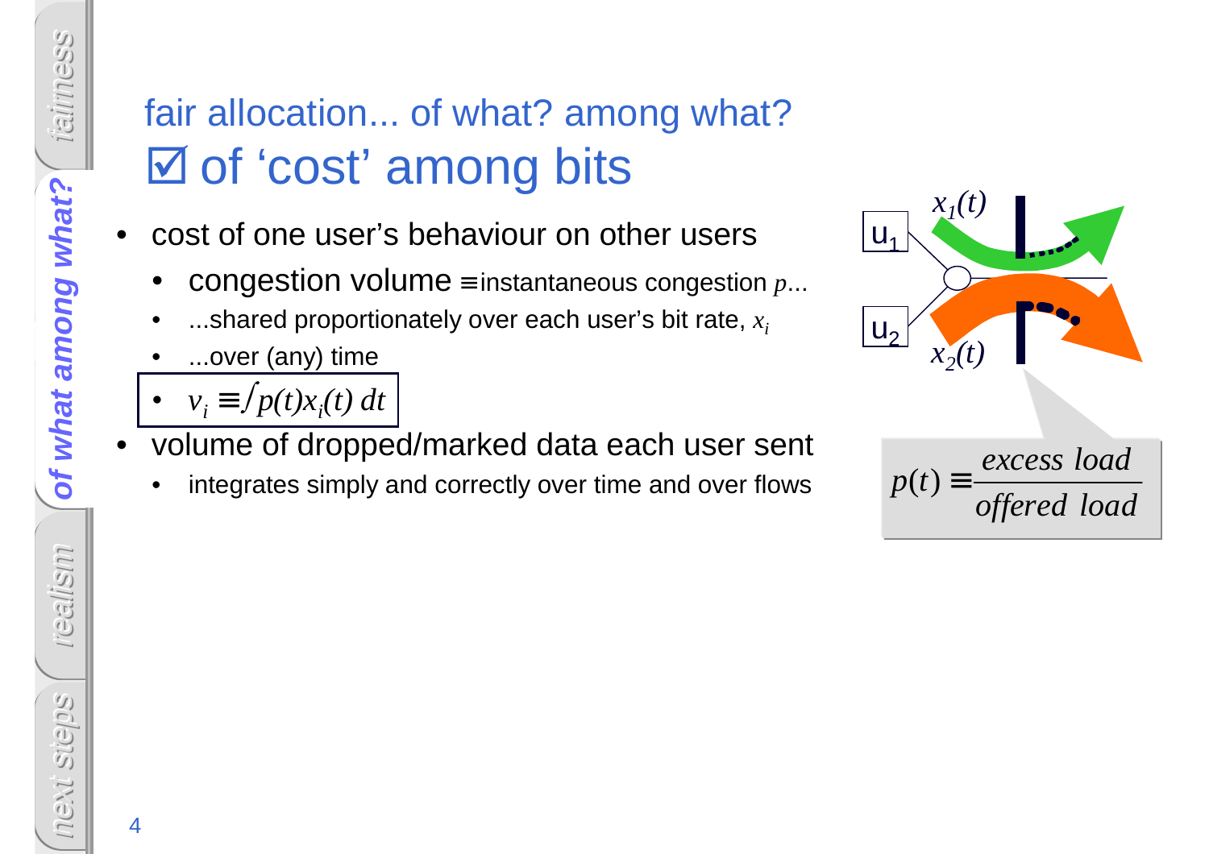# fair allocation... of what? among what?

## ☑ of ‘cost’ among bits

- cost of one user’s behaviour on other users
  - congestion volume ≡ instantaneous congestion $p$...
  - ...shared proportionately over each user’s bit rate, $x_i$
  - ...over (any) time
  - $v_i \equiv \int p(t) x_i(t)\, dt$
- volume of dropped/marked data each user sent
  - integrates simply and correctly over time and over flows

$u_1$ $x_1(t)$

$u_2$ $x_2(t)$

$$p(t) \equiv \frac{\text{excess load}}{\text{offered load}}$$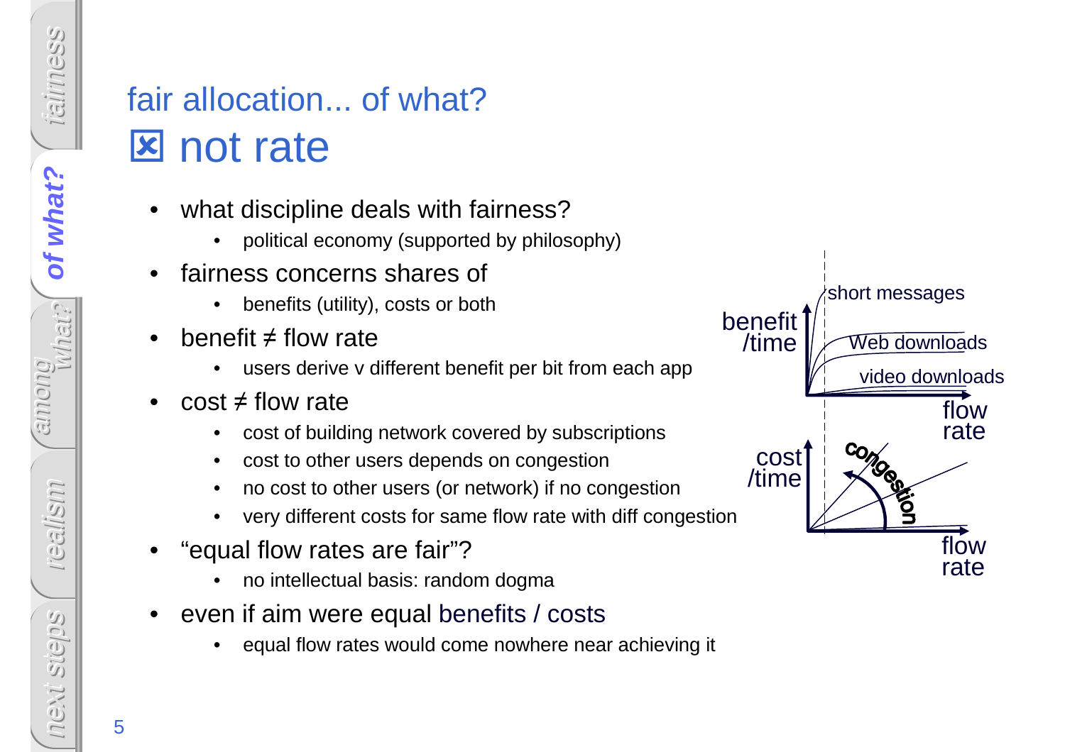# fair allocation... of what?

## ☒ not rate

- what discipline deals with fairness?
  - political economy (supported by philosophy)
- fairness concerns shares of
  - benefits (utility), costs or both
- benefit ≠ flow rate
  - users derive v different benefit per bit from each app
- cost ≠ flow rate
  - cost of building network covered by subscriptions
  - cost to other users depends on congestion
  - no cost to other users (or network) if no congestion
  - very different costs for same flow rate with diff congestion
- “equal flow rates are fair”?
  - no intellectual basis: random dogma
- even if aim were equal benefits / costs
  - equal flow rates would come nowhere near achieving it

benefit /time

short messages

Web downloads

video downloads

flow rate

cost /time

congestion

flow rate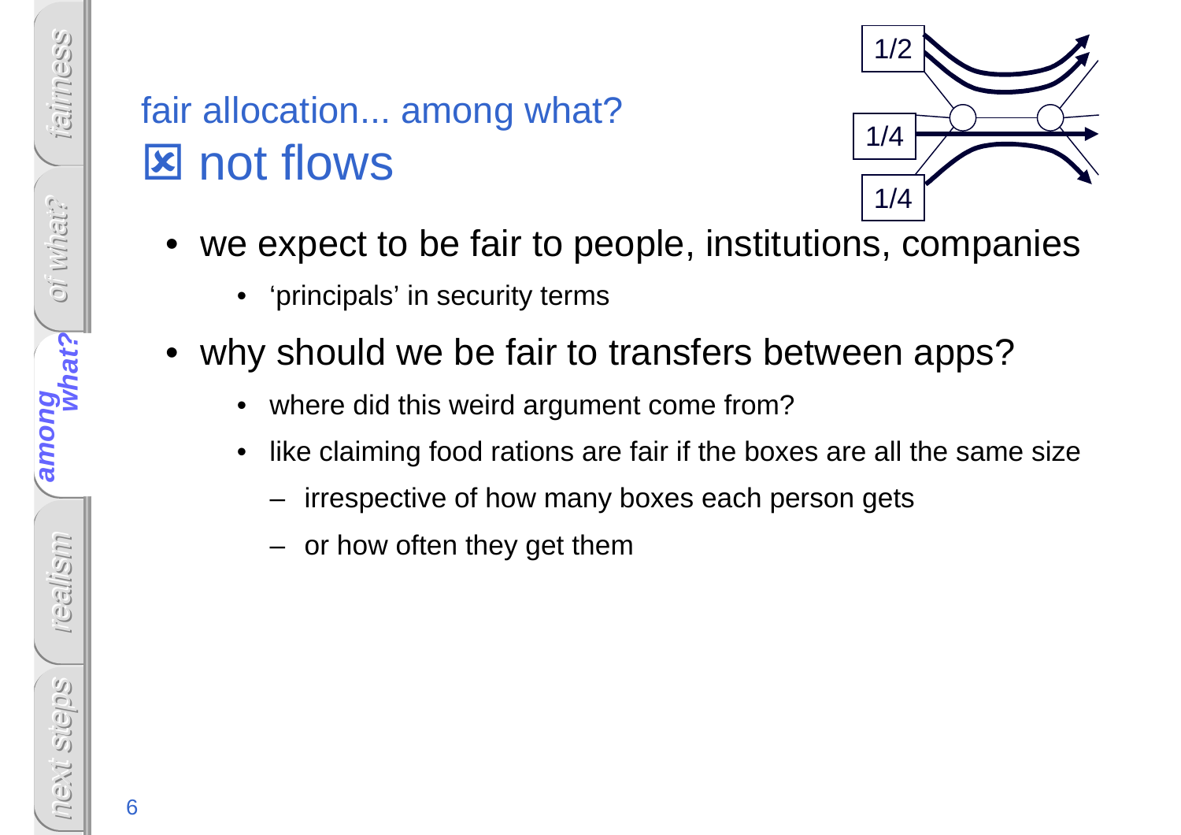# fair allocation... among what?

## ☒ not flows

1/2

1/4

1/4

- we expect to be fair to people, institutions, companies
  - 'principals' in security terms
- why should we be fair to transfers between apps?
  - where did this weird argument come from?
  - like claiming food rations are fair if the boxes are all the same size
    - irrespective of how many boxes each person gets
    - or how often they get them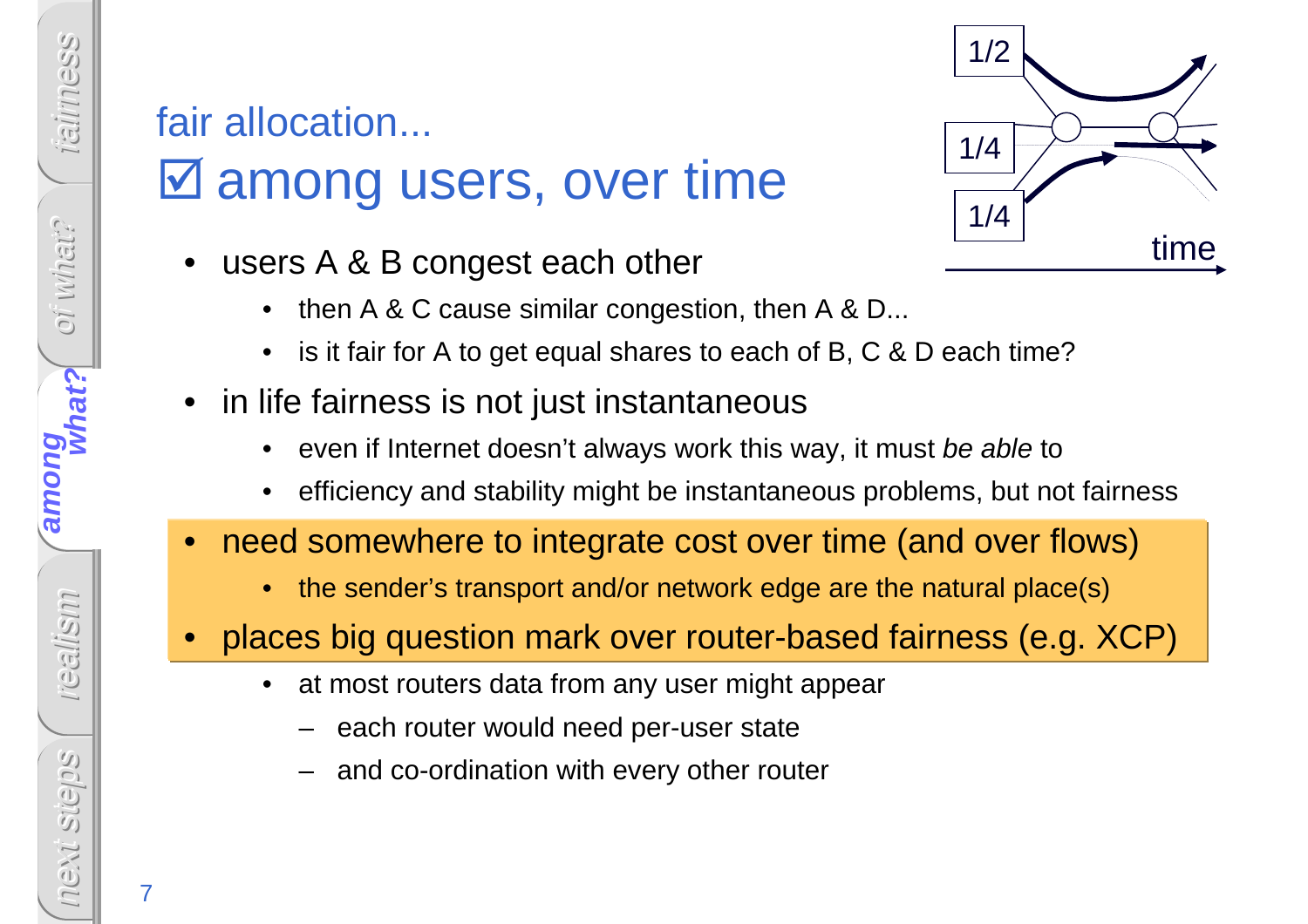# fair allocation...

## ☑ among users, over time

1/2

1/4

1/4

time

- users A & B congest each other
  - then A & C cause similar congestion, then A & D...
  - is it fair for A to get equal shares to each of B, C & D each time?
- in life fairness is not just instantaneous
  - even if Internet doesn't always work this way, it must *be able* to
  - efficiency and stability might be instantaneous problems, but not fairness
- need somewhere to integrate cost over time (and over flows)
  - the sender's transport and/or network edge are the natural place(s)
- places big question mark over router-based fairness (e.g. XCP)
  - at most routers data from any user might appear
    - each router would need per-user state
    - and co-ordination with every other router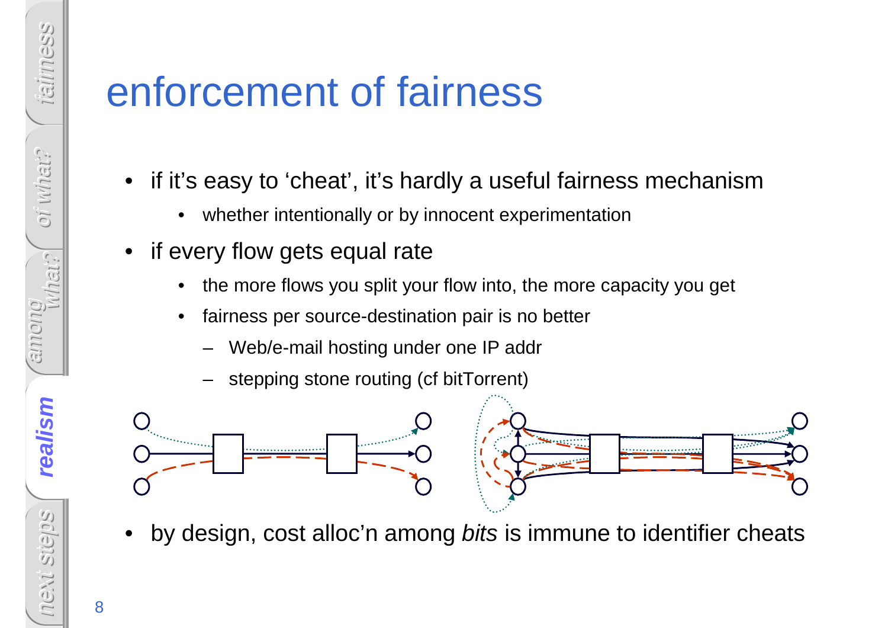# enforcement of fairness

- if it's easy to 'cheat', it's hardly a useful fairness mechanism
  - whether intentionally or by innocent experimentation
- if every flow gets equal rate
  - the more flows you split your flow into, the more capacity you get
  - fairness per source-destination pair is no better
    - Web/e-mail hosting under one IP addr
    - stepping stone routing (cf bitTorrent)
- by design, cost alloc'n among *bits* is immune to identifier cheats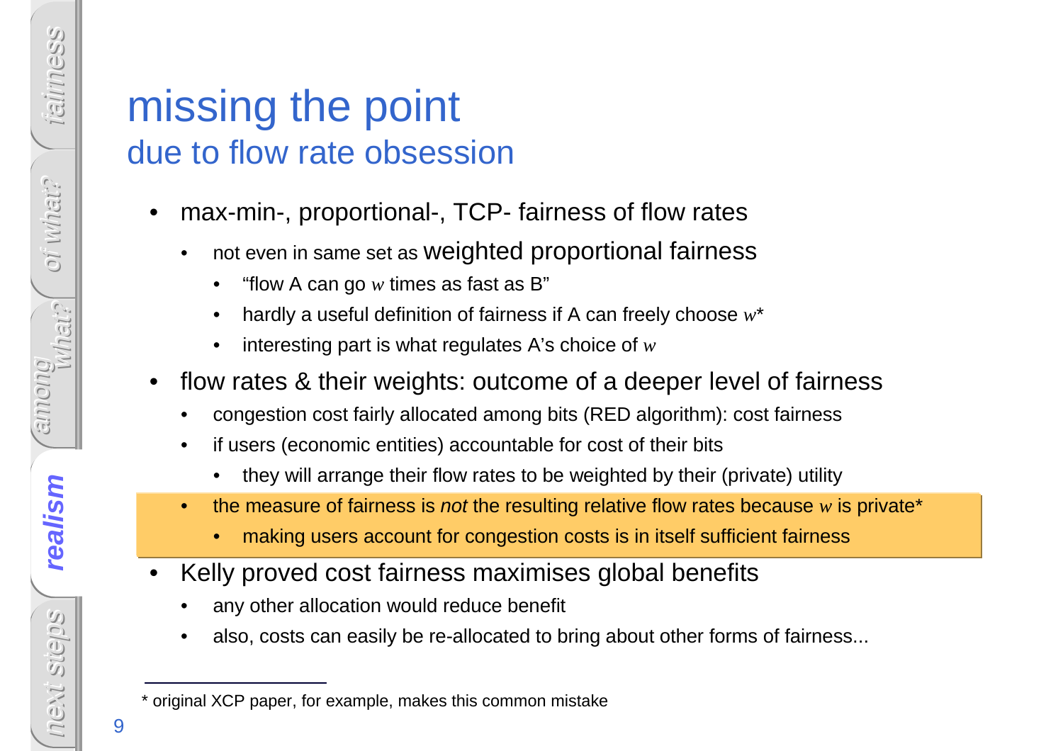# missing the point

## due to flow rate obsession

- max-min-, proportional-, TCP- fairness of flow rates
  - not even in same set as weighted proportional fairness
    - "flow A can go $w$ times as fast as B"
    - hardly a useful definition of fairness if A can freely choose $w$*
    - interesting part is what regulates A's choice of $w$
- flow rates & their weights: outcome of a deeper level of fairness
  - congestion cost fairly allocated among bits (RED algorithm): cost fairness
  - if users (economic entities) accountable for cost of their bits
    - they will arrange their flow rates to be weighted by their (private) utility
  - the measure of fairness is *not* the resulting relative flow rates because $w$ is private*
    - making users account for congestion costs is in itself sufficient fairness
- Kelly proved cost fairness maximises global benefits
  - any other allocation would reduce benefit
  - also, costs can easily be re-allocated to bring about other forms of fairness...

\* original XCP paper, for example, makes this common mistake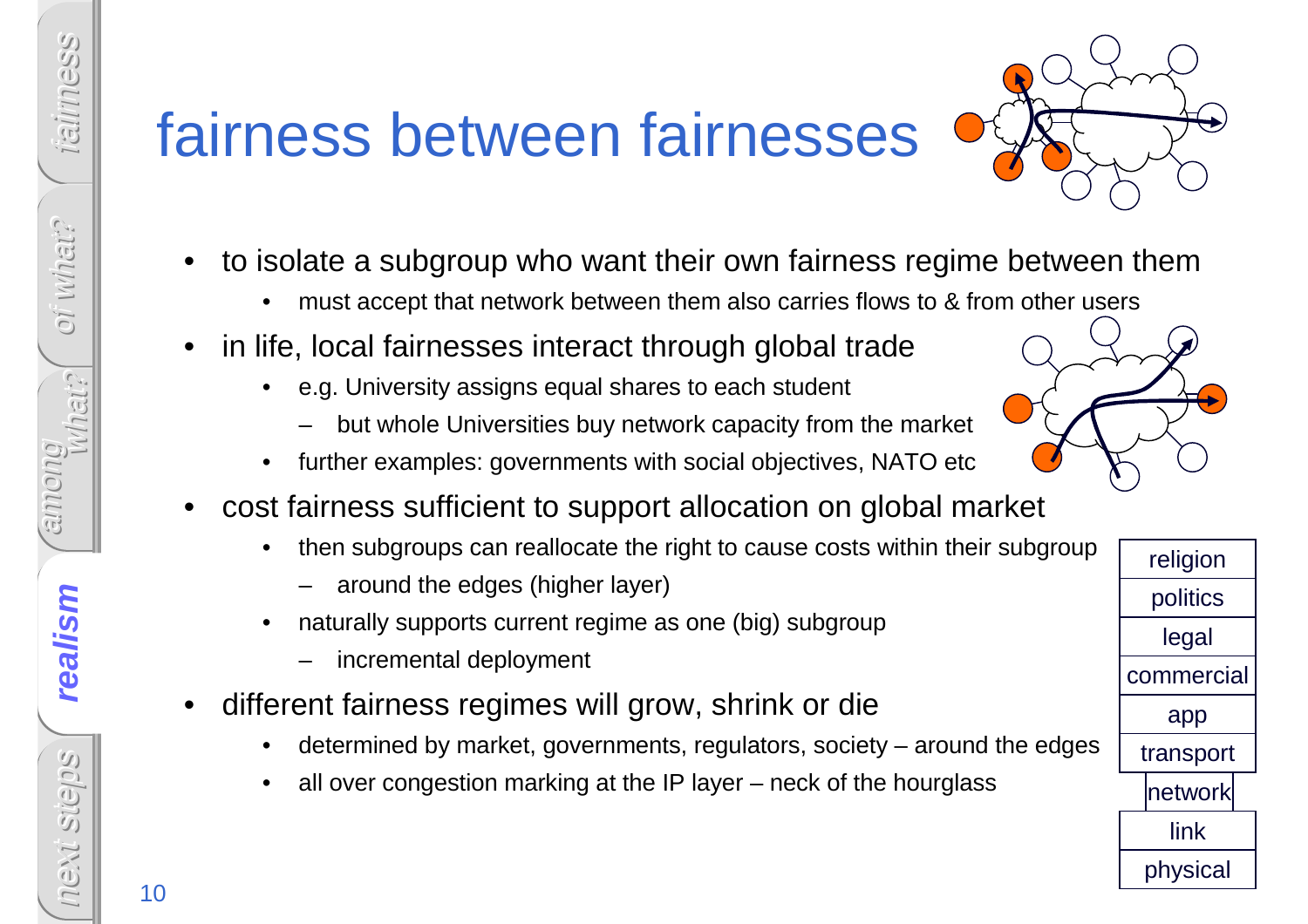# fairness between fairnesses

- to isolate a subgroup who want their own fairness regime between them
  - must accept that network between them also carries flows to & from other users
- in life, local fairnesses interact through global trade
  - e.g. University assigns equal shares to each student
    - but whole Universities buy network capacity from the market
  - further examples: governments with social objectives, NATO etc
- cost fairness sufficient to support allocation on global market
  - then subgroups can reallocate the right to cause costs within their subgroup
    - around the edges (higher layer)
  - naturally supports current regime as one (big) subgroup
    - incremental deployment
- different fairness regimes will grow, shrink or die
  - determined by market, governments, regulators, society – around the edges
  - all over congestion marking at the IP layer – neck of the hourglass

| religion |
| --- |
| politics |
| legal |
| commercial |
| app |
| transport |
| network |
| link |
| physical |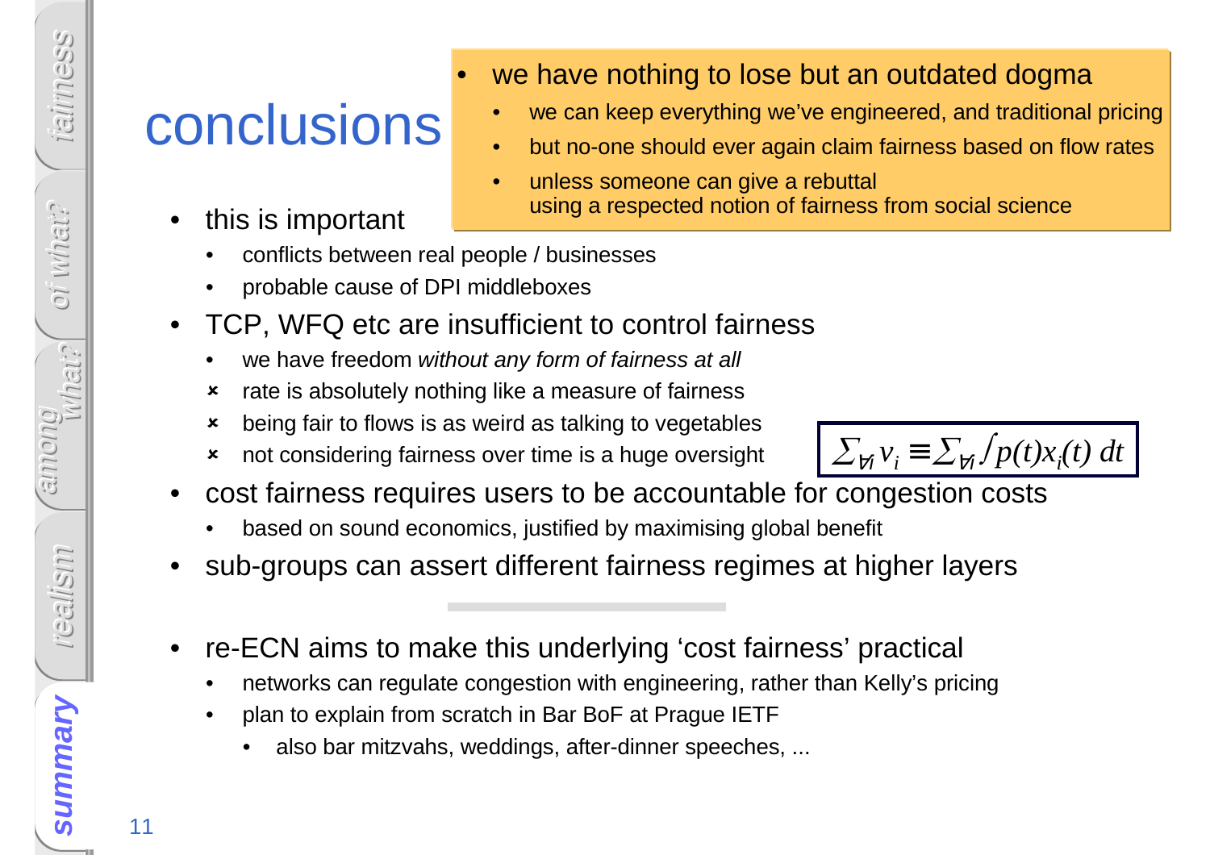# conclusions

- we have nothing to lose but an outdated dogma
  - we can keep everything we've engineered, and traditional pricing
  - but no-one should ever again claim fairness based on flow rates
  - unless someone can give a rebuttal using a respected notion of fairness from social science

- this is important
  - conflicts between real people / businesses
  - probable cause of DPI middleboxes
- TCP, WFQ etc are insufficient to control fairness
  - we have freedom *without any form of fairness at all*
  - × rate is absolutely nothing like a measure of fairness
  - × being fair to flows is as weird as talking to vegetables
  - × not considering fairness over time is a huge oversight

$$\sum_{\forall i} v_i \equiv \sum_{\forall i} \int p(t) x_i(t)\, dt$$

- cost fairness requires users to be accountable for congestion costs
  - based on sound economics, justified by maximising global benefit
- sub-groups can assert different fairness regimes at higher layers

---

- re-ECN aims to make this underlying 'cost fairness' practical
  - networks can regulate congestion with engineering, rather than Kelly's pricing
  - plan to explain from scratch in Bar BoF at Prague IETF
    - also bar mitzvahs, weddings, after-dinner speeches, ...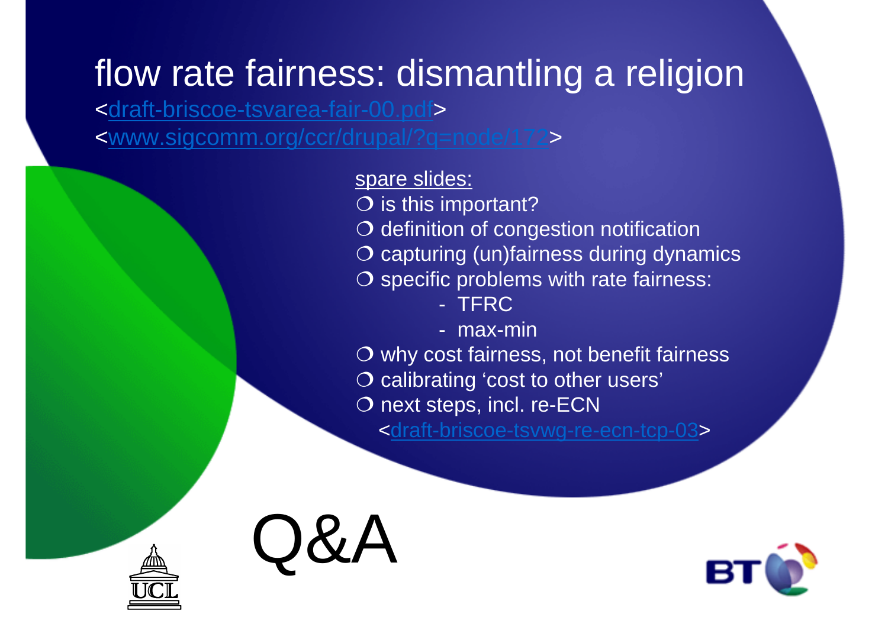# flow rate fairness: dismantling a religion

<draft-briscoe-tsvarea-fair-00.pdf>

<www.sigcomm.org/ccr/drupal/?q=node/172>

spare slides:

- is this important?
- definition of congestion notification
- capturing (un)fairness during dynamics
- specific problems with rate fairness:
  - TFRC
  - max-min
- why cost fairness, not benefit fairness
- calibrating 'cost to other users'
- next steps, incl. re-ECN
  <draft-briscoe-tsvwg-re-ecn-tcp-03>

Q&A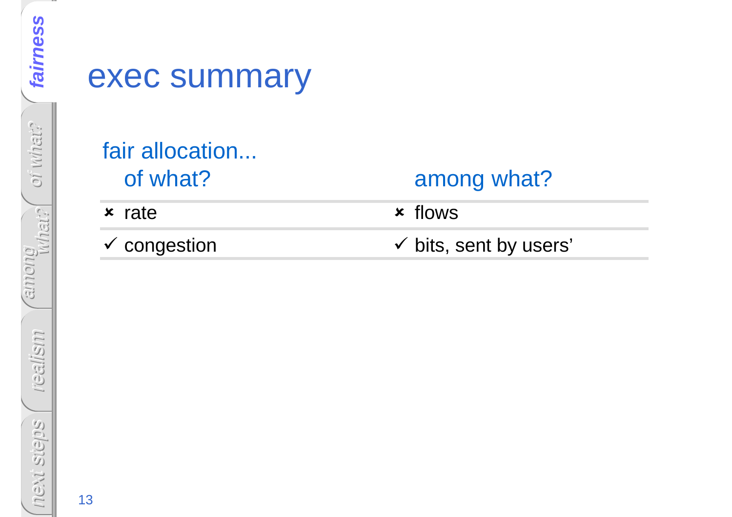# exec summary

fair allocation...

| of what? | among what? |
|---|---|
| ✗ rate | ✗ flows |
| ✓ congestion | ✓ bits, sent by users' |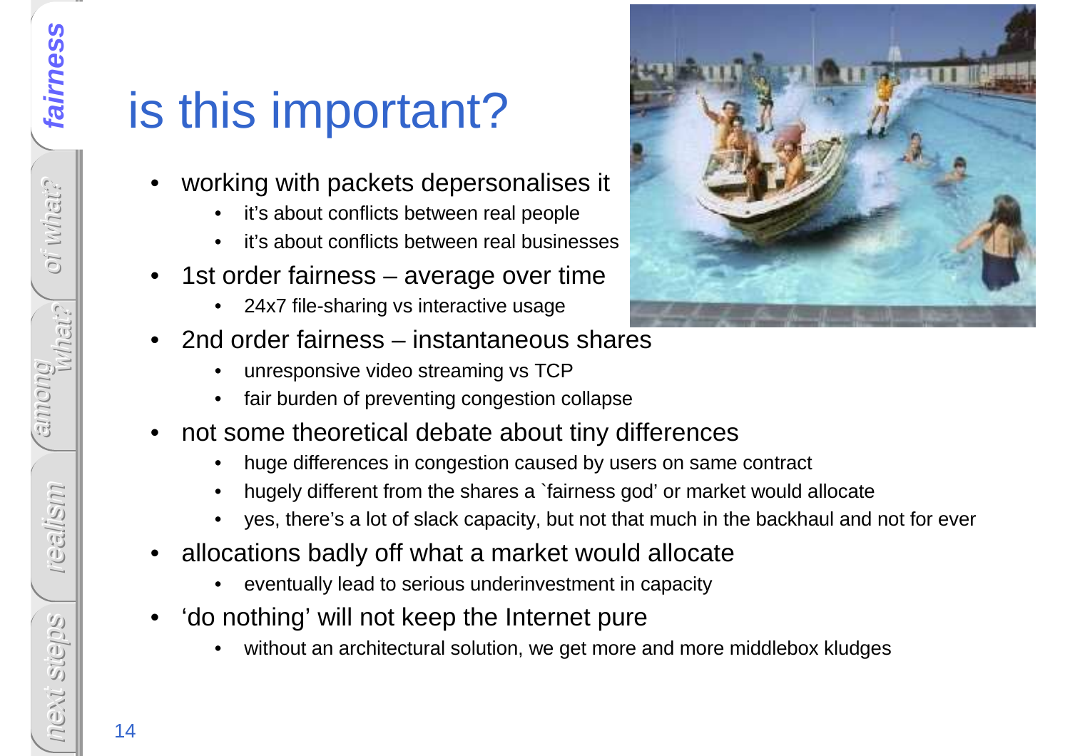# is this important?

- working with packets depersonalises it
  - it's about conflicts between real people
  - it's about conflicts between real businesses
- 1st order fairness – average over time
  - 24x7 file-sharing vs interactive usage
- 2nd order fairness – instantaneous shares
  - unresponsive video streaming vs TCP
  - fair burden of preventing congestion collapse
- not some theoretical debate about tiny differences
  - huge differences in congestion caused by users on same contract
  - hugely different from the shares a `fairness god' or market would allocate
  - yes, there's a lot of slack capacity, but not that much in the backhaul and not for ever
- allocations badly off what a market would allocate
  - eventually lead to serious underinvestment in capacity
- 'do nothing' will not keep the Internet pure
  - without an architectural solution, we get more and more middlebox kludges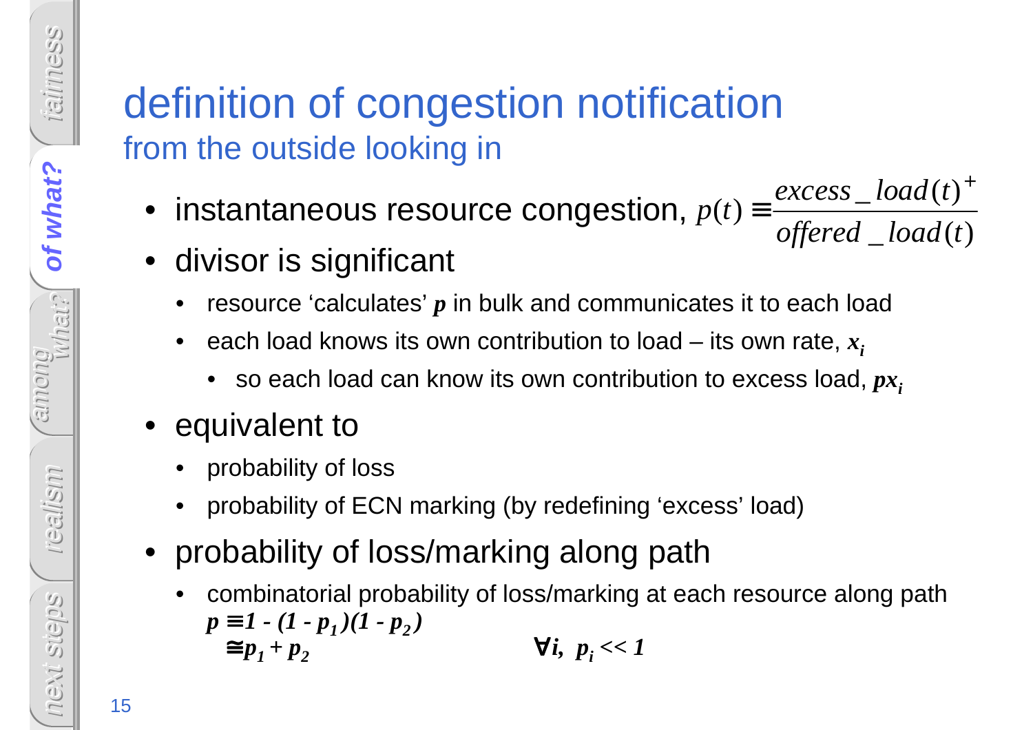# definition of congestion notification

## from the outside looking in

- instantaneous resource congestion, $p(t) \equiv \dfrac{excess\_load(t)^{+}}{offered\_load(t)}$
- divisor is significant
  - resource 'calculates' $p$ in bulk and communicates it to each load
  - each load knows its own contribution to load – its own rate, $x_i$
    - so each load can know its own contribution to excess load, $px_i$
- equivalent to
  - probability of loss
  - probability of ECN marking (by redefining 'excess' load)
- probability of loss/marking along path
  - combinatorial probability of loss/marking at each resource along path

$$p \equiv 1 - (1 - p_1)(1 - p_2)$$
$$\cong p_1 + p_2 \qquad \forall i,\ p_i << 1$$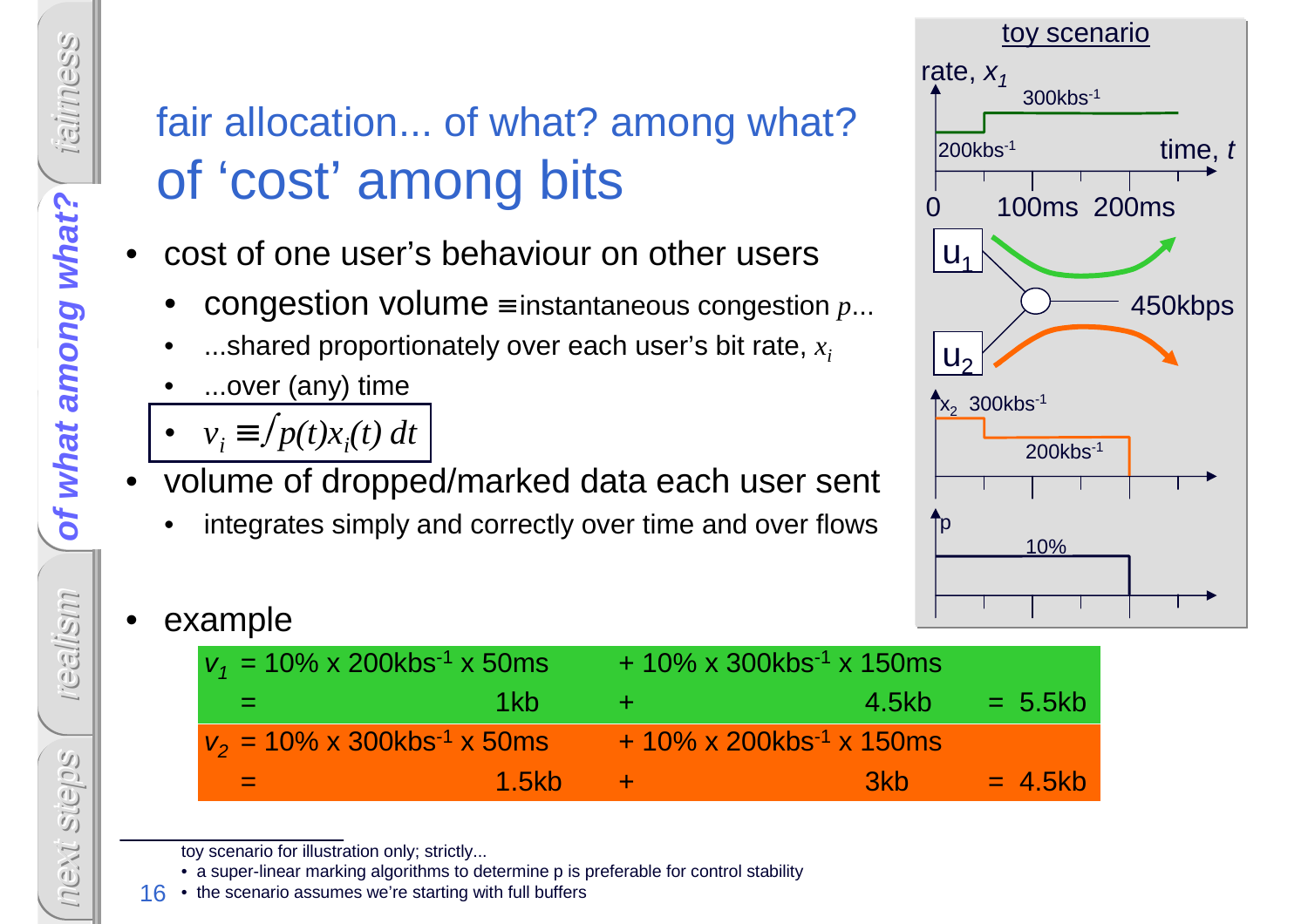# fair allocation... of what? among what?
## of ‘cost’ among bits

- cost of one user’s behaviour on other users
  - congestion volume ≡ instantaneous congestion $p$...
  - ...shared proportionately over each user’s bit rate, $x_i$
  - ...over (any) time
  - $v_i \equiv \int p(t) x_i(t)\, dt$
- volume of dropped/marked data each user sent
  - integrates simply and correctly over time and over flows

toy scenario

rate, $x_1$

300kbs$^{-1}$

200kbs$^{-1}$

time, $t$

0

100ms 200ms

u$_1$

u$_2$

450kbps

$x_2$ 300kbs$^{-1}$

200kbs$^{-1}$

p

10%

- example

| | | | |
|---|---|---|---|
| $v_1$ = 10% x 200kbs$^{-1}$ x 50ms | + 10% x 300kbs$^{-1}$ x 150ms | | |
| = 1kb | + | 4.5kb | = 5.5kb |
| $v_2$ = 10% x 300kbs$^{-1}$ x 50ms | + 10% x 200kbs$^{-1}$ x 150ms | | |
| = 1.5kb | + | 3kb | = 4.5kb |

toy scenario for illustration only; strictly...
- a super-linear marking algorithms to determine p is preferable for control stability
- the scenario assumes we’re starting with full buffers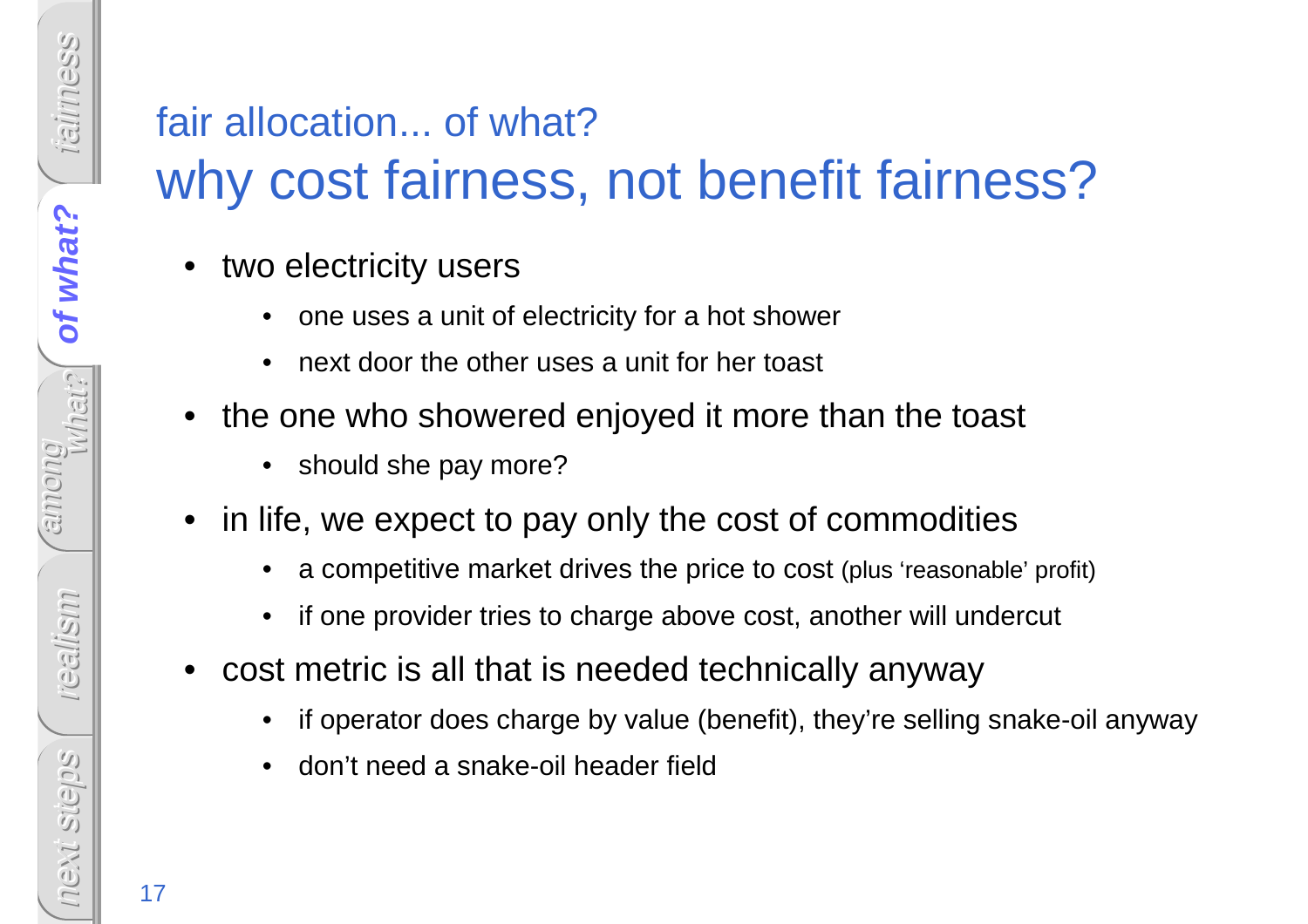fair allocation... of what?

# why cost fairness, not benefit fairness?

- two electricity users
  - one uses a unit of electricity for a hot shower
  - next door the other uses a unit for her toast
- the one who showered enjoyed it more than the toast
  - should she pay more?
- in life, we expect to pay only the cost of commodities
  - a competitive market drives the price to cost (plus ‘reasonable’ profit)
  - if one provider tries to charge above cost, another will undercut
- cost metric is all that is needed technically anyway
  - if operator does charge by value (benefit), they’re selling snake-oil anyway
  - don’t need a snake-oil header field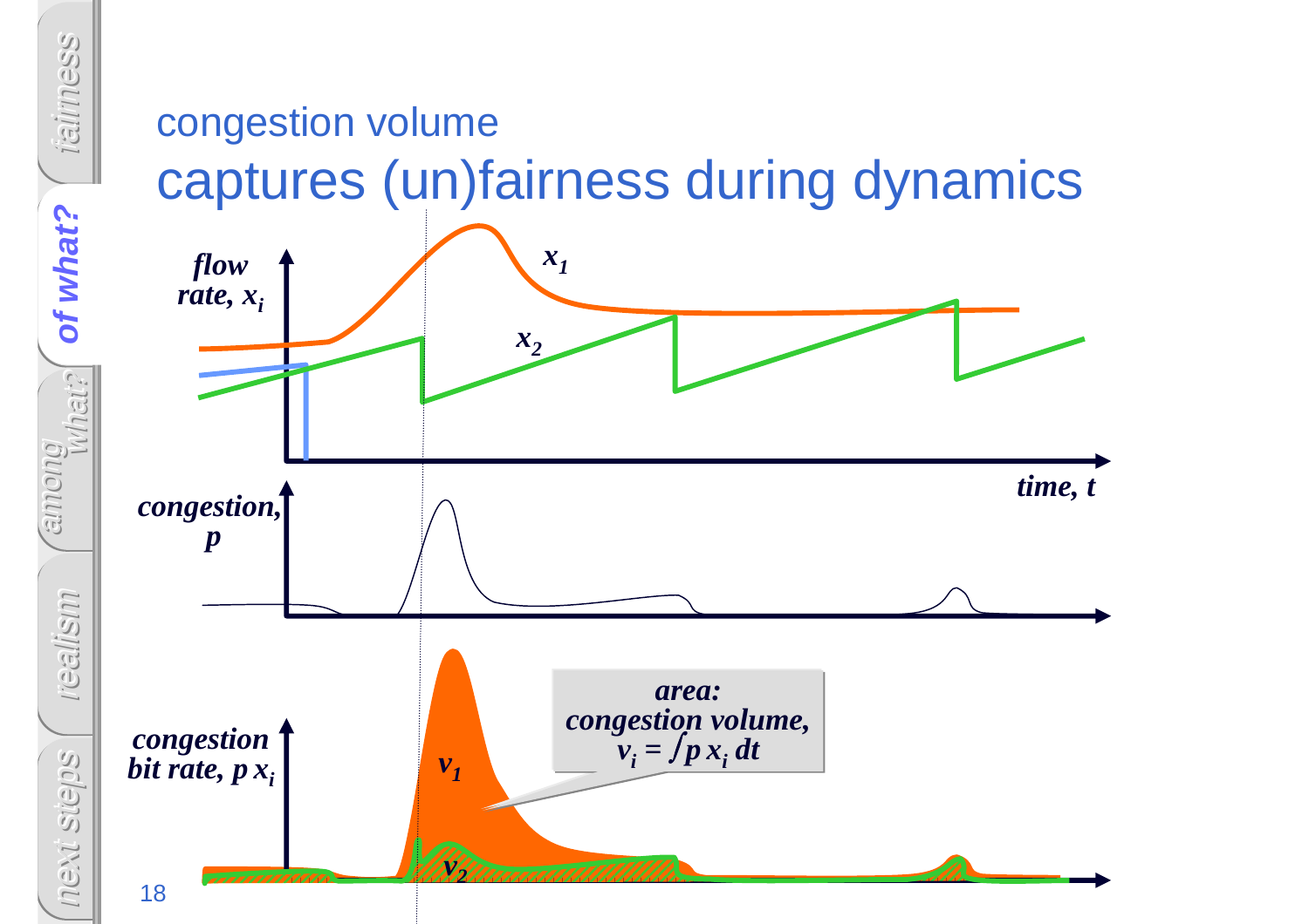# congestion volume
## captures (un)fairness during dynamics

flow rate, $x_i$

$x_1$

$x_2$

time, $t$

congestion, $p$

congestion bit rate, $p\,x_i$

$v_1$

$v_2$

area: congestion volume, $v_i = \int p\,x_i\,dt$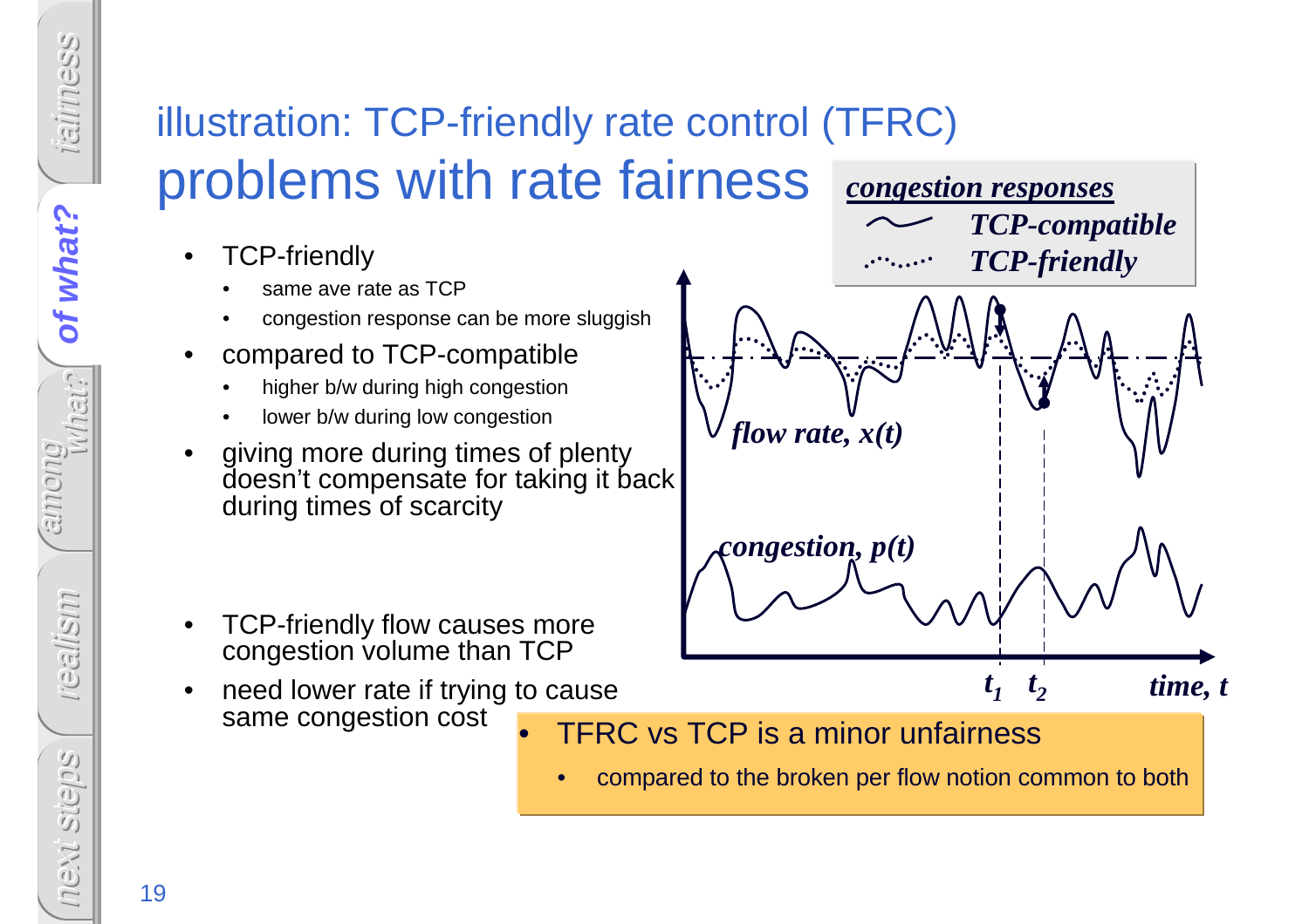# illustration: TCP-friendly rate control (TFRC)

## problems with rate fairness

- TCP-friendly
  - same ave rate as TCP
  - congestion response can be more sluggish
- compared to TCP-compatible
  - higher b/w during high congestion
  - lower b/w during low congestion
- giving more during times of plenty doesn't compensate for taking it back during times of scarcity
- TCP-friendly flow causes more congestion volume than TCP
- need lower rate if trying to cause same congestion cost

***congestion responses***

*TCP-compatible*

*TCP-friendly*

*flow rate, $x(t)$*

*congestion, $p(t)$*

$t_1$ $t_2$

*time, $t$*

- TFRC vs TCP is a minor unfairness
  - compared to the broken per flow notion common to both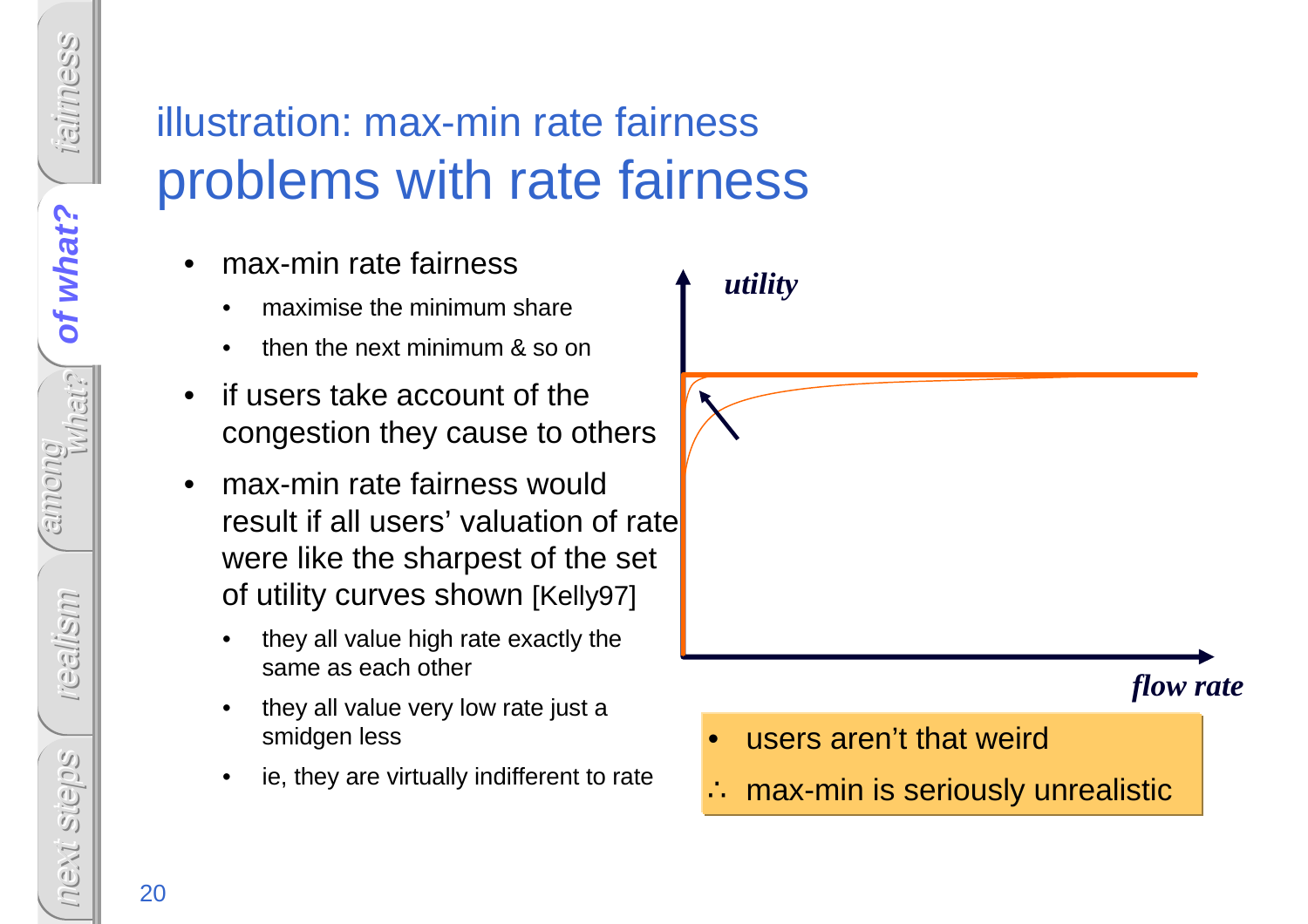## illustration: max-min rate fairness

# problems with rate fairness

- max-min rate fairness
  - maximise the minimum share
  - then the next minimum & so on
- if users take account of the congestion they cause to others
- max-min rate fairness would result if all users' valuation of rate were like the sharpest of the set of utility curves shown [Kelly97]
  - they all value high rate exactly the same as each other
  - they all value very low rate just a smidgen less
  - ie, they are virtually indifferent to rate

utility

flow rate

- users aren't that weird

∴ max-min is seriously unrealistic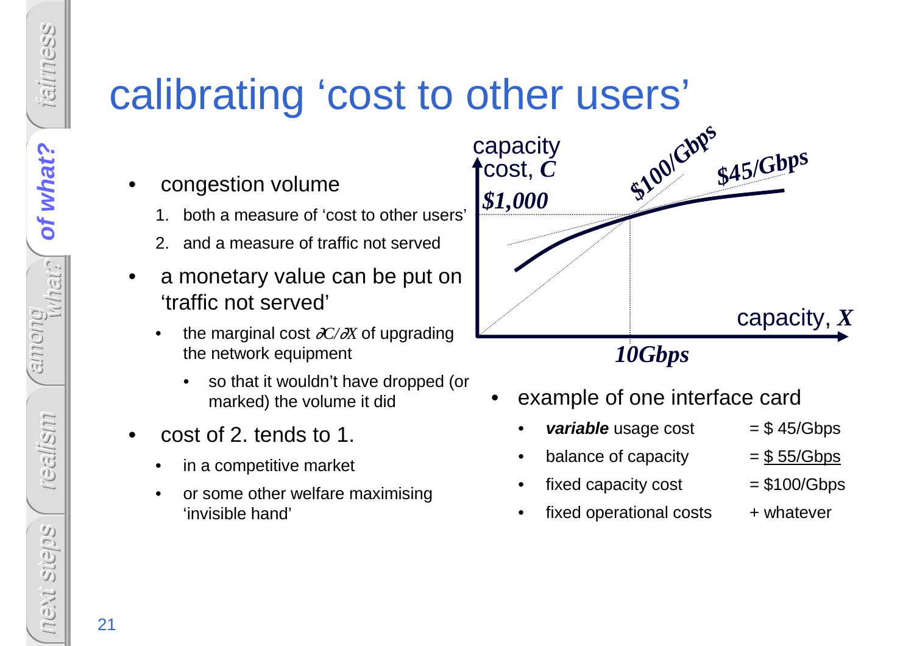# calibrating 'cost to other users'

- congestion volume
  1. both a measure of 'cost to other users'
  2. and a measure of traffic not served
- a monetary value can be put on 'traffic not served'
  - the marginal cost $\partial C/\partial X$ of upgrading the network equipment
    - so that it wouldn't have dropped (or marked) the volume it did
- cost of 2. tends to 1.
  - in a competitive market
  - or some other welfare maximising 'invisible hand'

capacity cost, $C$

*$1,000*

*$100/Gbps*

*$45/Gbps*

capacity, $X$

*10Gbps*

- example of one interface card
  - ***variable*** usage cost = $ 45/Gbps
  - balance of capacity = $ 55/Gbps
  - fixed capacity cost = $100/Gbps
  - fixed operational costs + whatever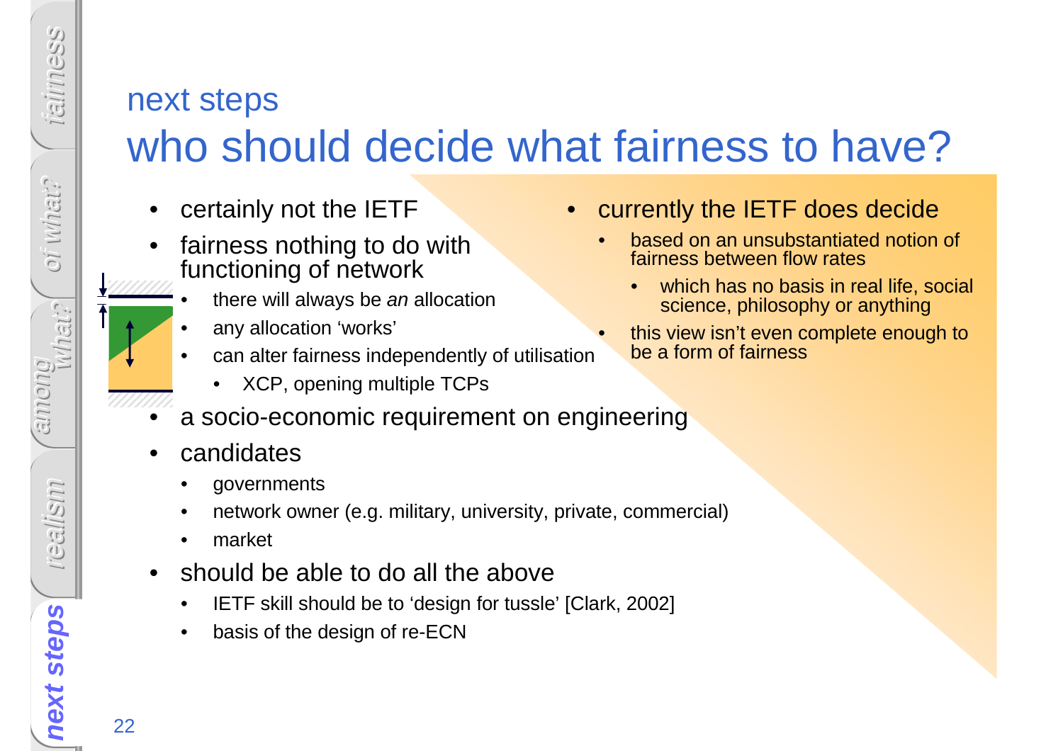# next steps

## who should decide what fairness to have?

- certainly not the IETF
- fairness nothing to do with functioning of network
  - there will always be *an* allocation
  - any allocation 'works'
  - can alter fairness independently of utilisation
    - XCP, opening multiple TCPs
- a socio-economic requirement on engineering
- candidates
  - governments
  - network owner (e.g. military, university, private, commercial)
  - market
- should be able to do all the above
  - IETF skill should be to 'design for tussle' [Clark, 2002]
  - basis of the design of re-ECN

- currently the IETF does decide
  - based on an unsubstantiated notion of fairness between flow rates
    - which has no basis in real life, social science, philosophy or anything
  - this view isn't even complete enough to be a form of fairness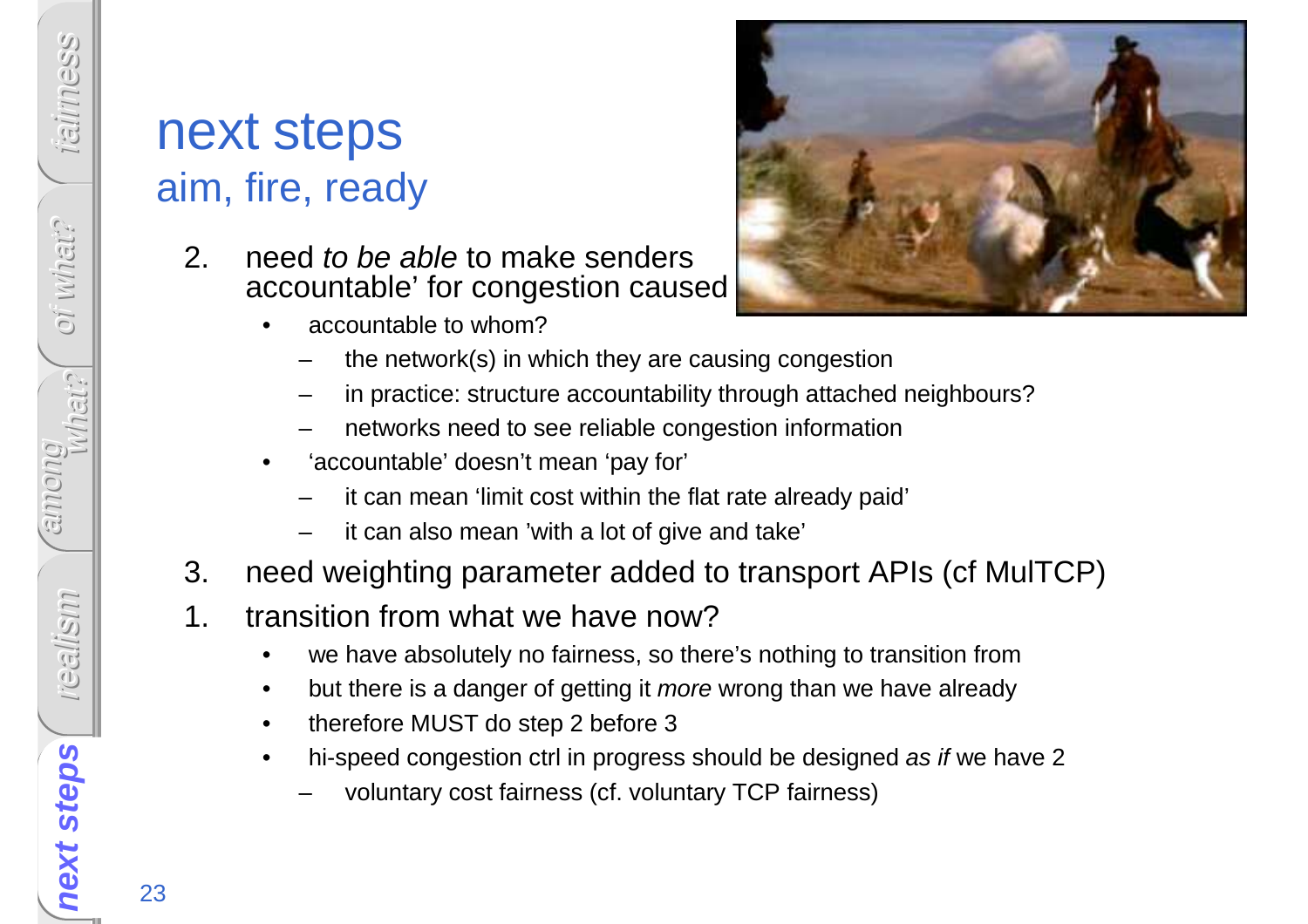# next steps

## aim, fire, ready

2. need *to be able* to make senders accountable' for congestion caused
   - accountable to whom?
     - the network(s) in which they are causing congestion
     - in practice: structure accountability through attached neighbours?
     - networks need to see reliable congestion information
   - 'accountable' doesn't mean 'pay for'
     - it can mean 'limit cost within the flat rate already paid'
     - it can also mean 'with a lot of give and take'
3. need weighting parameter added to transport APIs (cf MulTCP)
1. transition from what we have now?
   - we have absolutely no fairness, so there's nothing to transition from
   - but there is a danger of getting it *more* wrong than we have already
   - therefore MUST do step 2 before 3
   - hi-speed congestion ctrl in progress should be designed *as if* we have 2
     - voluntary cost fairness (cf. voluntary TCP fairness)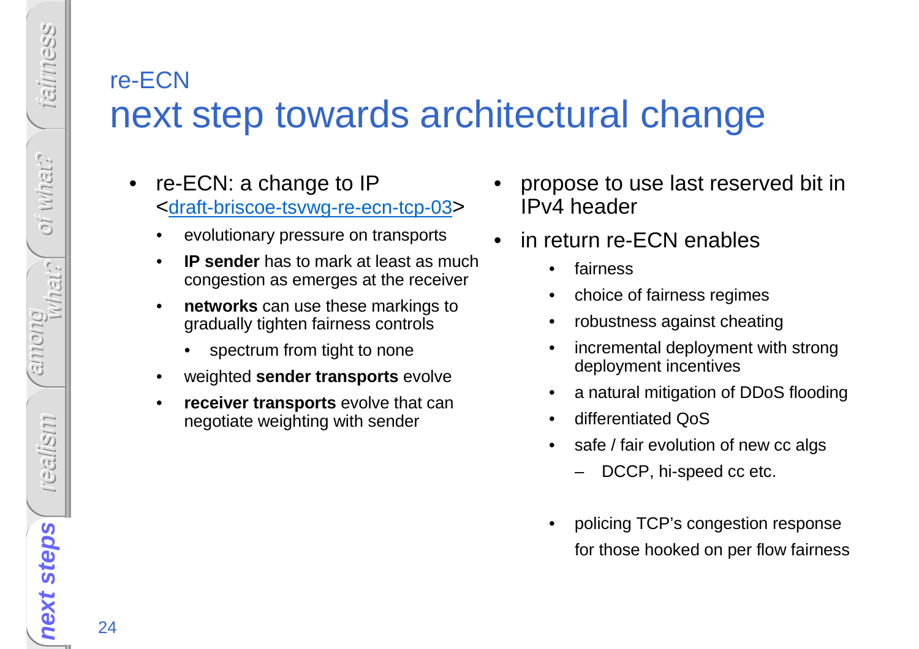## re-ECN

# next step towards architectural change

- re-ECN: a change to IP <draft-briscoe-tsvwg-re-ecn-tcp-03>
  - evolutionary pressure on transports
  - **IP sender** has to mark at least as much congestion as emerges at the receiver
  - **networks** can use these markings to gradually tighten fairness controls
    - spectrum from tight to none
  - weighted **sender transports** evolve
  - **receiver transports** evolve that can negotiate weighting with sender
- propose to use last reserved bit in IPv4 header
- in return re-ECN enables
  - fairness
  - choice of fairness regimes
  - robustness against cheating
  - incremental deployment with strong deployment incentives
  - a natural mitigation of DDoS flooding
  - differentiated QoS
  - safe / fair evolution of new cc algs
    - DCCP, hi-speed cc etc.
  - policing TCP's congestion response for those hooked on per flow fairness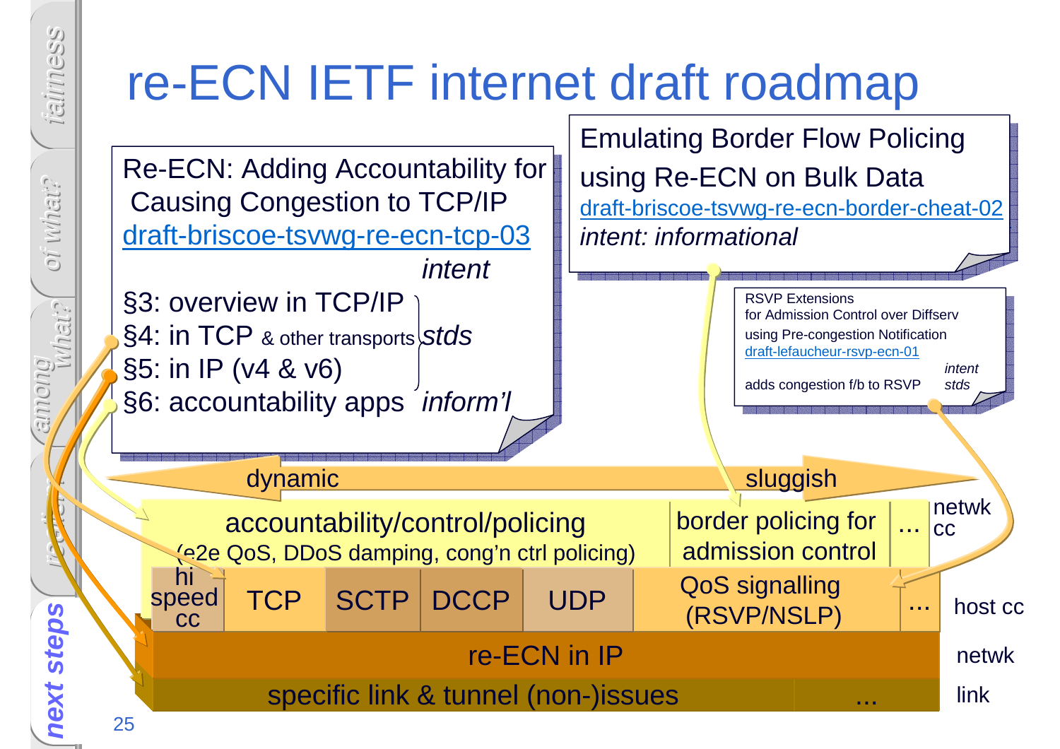# re-ECN IETF internet draft roadmap

Re-ECN: Adding Accountability for Causing Congestion to TCP/IP
draft-briscoe-tsvwg-re-ecn-tcp-03

| | intent |
|---|---|
| §3: overview in TCP/IP | stds |
| §4: in TCP & other transports | stds |
| §5: in IP (v4 & v6) | stds |
| §6: accountability apps | inform'l |

Emulating Border Flow Policing using Re-ECN on Bulk Data
draft-briscoe-tsvwg-re-ecn-border-cheat-02
*intent: informational*

RSVP Extensions for Admission Control over Diffserv using Pre-congestion Notification
draft-lefaucheur-rsvp-ecn-01
adds congestion f/b to RSVP
*intent*
*stds*

dynamic ↔ sluggish

| | | | | | | | |
|---|---|---|---|---|---|---|---|
| accountability/control/policing (e2e QoS, DDoS damping, cong'n ctrl policing) | | | | | border policing for admission control | ... | netwk cc |
| hi speed cc | TCP | SCTP | DCCP | UDP | QoS signalling (RSVP/NSLP) | ... | host cc |
| re-ECN in IP | | | | | | | netwk |
| specific link & tunnel (non-)issues | | | | | ... | | link |